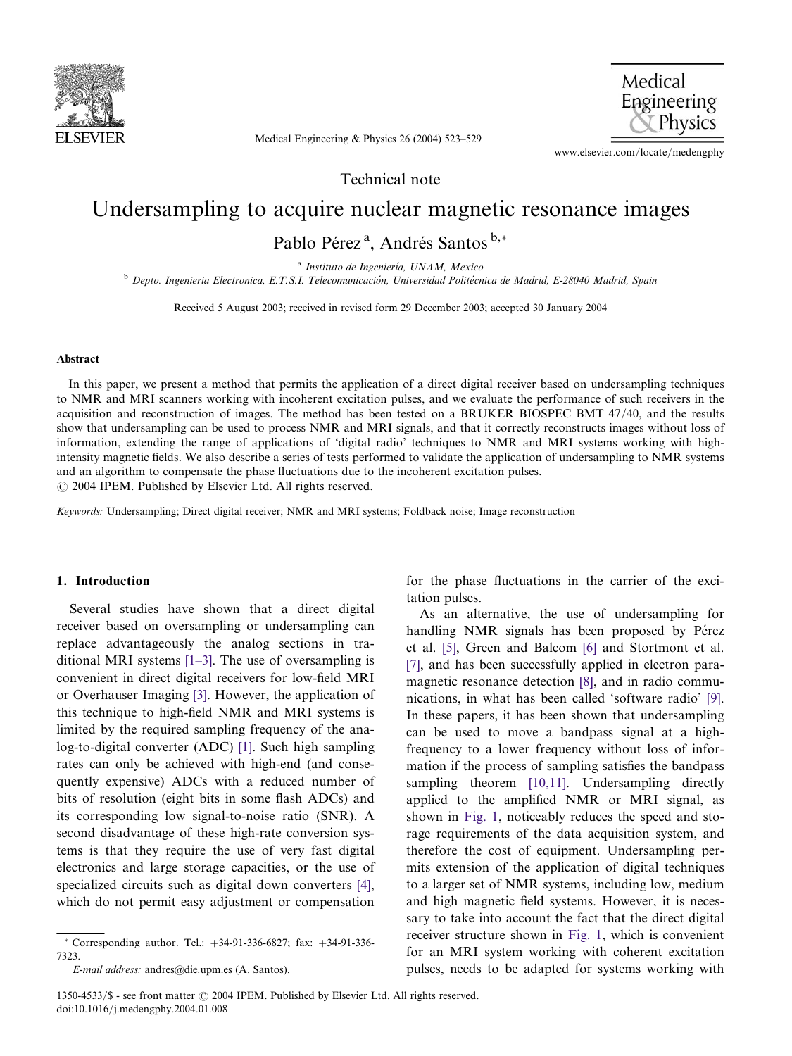Technical note

# Undersampling to acquire nuclear magnetic resonance images

Pablo Pérez [a], Andrés Santos [b,*]

[a] *Instituto de Ingeniería, UNAM, Mexico*

[b] *Depto. Ingenieria Electronica, E.T.S.I. Telecomunicación, Universidad Politécnica de Madrid, E-28040 Madrid, Spain*

Received 5 August 2003; received in revised form 29 December 2003; accepted 30 January 2004

## Abstract

In this paper, we present a method that permits the application of a direct digital receiver based on undersampling techniques to NMR and MRI scanners working with incoherent excitation pulses, and we evaluate the performance of such receivers in the acquisition and reconstruction of images. The method has been tested on a BRUKER BIOSPEC BMT 47/40, and the results show that undersampling can be used to process NMR and MRI signals, and that it correctly reconstructs images without loss of information, extending the range of applications of 'digital radio' techniques to NMR and MRI systems working with high-intensity magnetic fields. We also describe a series of tests performed to validate the application of undersampling to NMR systems and an algorithm to compensate the phase fluctuations due to the incoherent excitation pulses.

© 2004 IPEM. Published by Elsevier Ltd. All rights reserved.

*Keywords:* Undersampling; Direct digital receiver; NMR and MRI systems; Foldback noise; Image reconstruction

## 1. Introduction

Several studies have shown that a direct digital receiver based on oversampling or undersampling can replace advantageously the analog sections in traditional MRI systems [1–3]. The use of oversampling is convenient in direct digital receivers for low-field MRI or Overhauser Imaging [3]. However, the application of this technique to high-field NMR and MRI systems is limited by the required sampling frequency of the analog-to-digital converter (ADC) [1]. Such high sampling rates can only be achieved with high-end (and consequently expensive) ADCs with a reduced number of bits of resolution (eight bits in some flash ADCs) and its corresponding low signal-to-noise ratio (SNR). A second disadvantage of these high-rate conversion systems is that they require the use of very fast digital electronics and large storage capacities, or the use of specialized circuits such as digital down converters [4], which do not permit easy adjustment or compensation for the phase fluctuations in the carrier of the excitation pulses.

As an alternative, the use of undersampling for handling NMR signals has been proposed by Pérez et al. [5], Green and Balcom [6] and Stortmont et al. [7], and has been successfully applied in electron paramagnetic resonance detection [8], and in radio communications, in what has been called 'software radio' [9]. In these papers, it has been shown that undersampling can be used to move a bandpass signal at a high-frequency to a lower frequency without loss of information if the process of sampling satisfies the bandpass sampling theorem [10,11]. Undersampling directly applied to the amplified NMR or MRI signal, as shown in Fig. 1, noticeably reduces the speed and storage requirements of the data acquisition system, and therefore the cost of equipment. Undersampling permits extension of the application of digital techniques to a larger set of NMR systems, including low, medium and high magnetic field systems. However, it is necessary to take into account the fact that the direct digital receiver structure shown in Fig. 1, which is convenient for an MRI system working with coherent excitation pulses, needs to be adapted for systems working with

* Corresponding author. Tel.: +34-91-336-6827; fax: +34-91-336-7323.

*E-mail address:* andres@die.upm.es (A. Santos).

1350-4533/$ - see front matter © 2004 IPEM. Published by Elsevier Ltd. All rights reserved.
doi:10.1016/j.medengphy.2004.01.008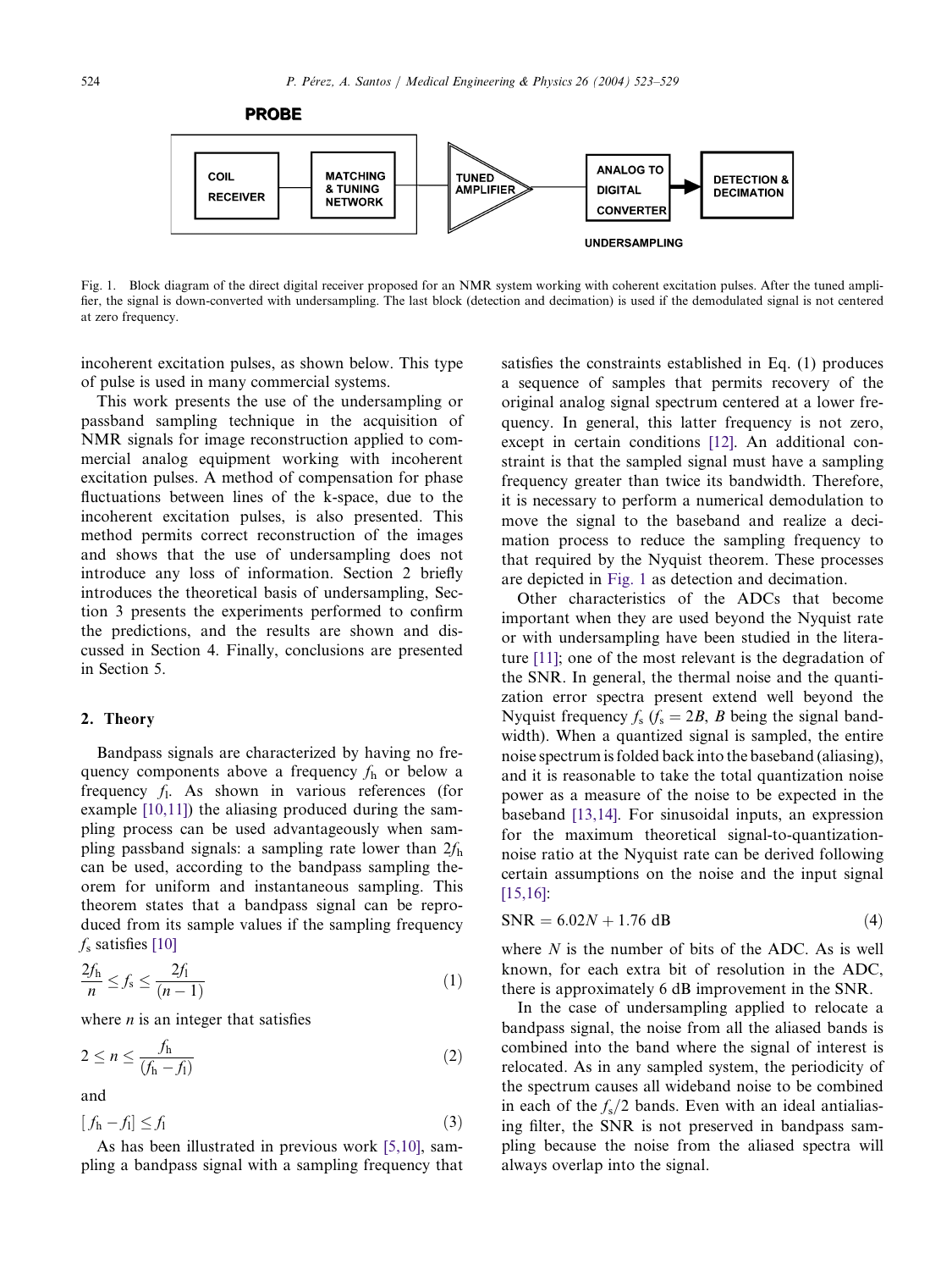PROBE

COIL RECEIVER — MATCHING & TUNING NETWORK — TUNED AMPLIFIER — ANALOG TO DIGITAL CONVERTER — DETECTION & DECIMATION

UNDERSAMPLING

Fig. 1. Block diagram of the direct digital receiver proposed for an NMR system working with coherent excitation pulses. After the tuned amplifier, the signal is down-converted with undersampling. The last block (detection and decimation) is used if the demodulated signal is not centered at zero frequency.

incoherent excitation pulses, as shown below. This type of pulse is used in many commercial systems.

This work presents the use of the undersampling or passband sampling technique in the acquisition of NMR signals for image reconstruction applied to commercial analog equipment working with incoherent excitation pulses. A method of compensation for phase fluctuations between lines of the k-space, due to the incoherent excitation pulses, is also presented. This method permits correct reconstruction of the images and shows that the use of undersampling does not introduce any loss of information. Section 2 briefly introduces the theoretical basis of undersampling, Section 3 presents the experiments performed to confirm the predictions, and the results are shown and discussed in Section 4. Finally, conclusions are presented in Section 5.

## 2. Theory

Bandpass signals are characterized by having no frequency components above a frequency $f_h$ or below a frequency $f_l$. As shown in various references (for example [10,11]) the aliasing produced during the sampling process can be used advantageously when sampling passband signals: a sampling rate lower than $2f_h$ can be used, according to the bandpass sampling theorem for uniform and instantaneous sampling. This theorem states that a bandpass signal can be reproduced from its sample values if the sampling frequency $f_s$ satisfies [10]

$$\frac{2f_h}{n} \leq f_s \leq \frac{2f_l}{(n-1)} \tag{1}$$

where $n$ is an integer that satisfies

$$2 \leq n \leq \frac{f_h}{(f_h - f_l)} \tag{2}$$

and

$$[f_h - f_l] \leq f_l \tag{3}$$

As has been illustrated in previous work [5,10], sampling a bandpass signal with a sampling frequency that satisfies the constraints established in Eq. (1) produces a sequence of samples that permits recovery of the original analog signal spectrum centered at a lower frequency. In general, this latter frequency is not zero, except in certain conditions [12]. An additional constraint is that the sampled signal must have a sampling frequency greater than twice its bandwidth. Therefore, it is necessary to perform a numerical demodulation to move the signal to the baseband and realize a decimation process to reduce the sampling frequency to that required by the Nyquist theorem. These processes are depicted in Fig. 1 as detection and decimation.

Other characteristics of the ADCs that become important when they are used beyond the Nyquist rate or with undersampling have been studied in the literature [11]; one of the most relevant is the degradation of the SNR. In general, the thermal noise and the quantization error spectra present extend well beyond the Nyquist frequency $f_s$ ($f_s = 2B$, $B$ being the signal bandwidth). When a quantized signal is sampled, the entire noise spectrum is folded back into the baseband (aliasing), and it is reasonable to take the total quantization noise power as a measure of the noise to be expected in the baseband [13,14]. For sinusoidal inputs, an expression for the maximum theoretical signal-to-quantization-noise ratio at the Nyquist rate can be derived following certain assumptions on the noise and the input signal [15,16]:

$$\text{SNR} = 6.02N + 1.76 \text{ dB} \tag{4}$$

where $N$ is the number of bits of the ADC. As is well known, for each extra bit of resolution in the ADC, there is approximately 6 dB improvement in the SNR.

In the case of undersampling applied to relocate a bandpass signal, the noise from all the aliased bands is combined into the band where the signal of interest is relocated. As in any sampled system, the periodicity of the spectrum causes all wideband noise to be combined in each of the $f_s/2$ bands. Even with an ideal antialiasing filter, the SNR is not preserved in bandpass sampling because the noise from the aliased spectra will always overlap into the signal.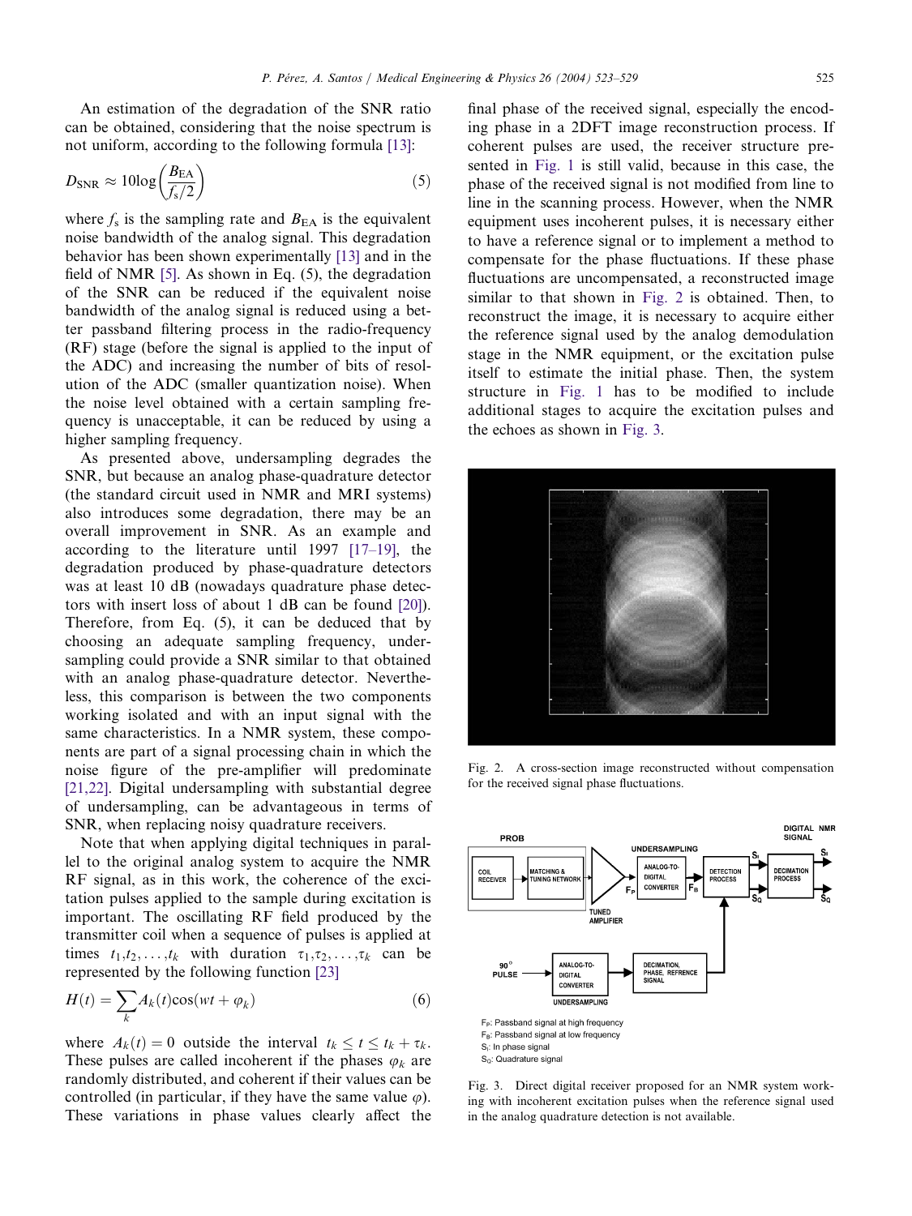An estimation of the degradation of the SNR ratio can be obtained, considering that the noise spectrum is not uniform, according to the following formula [13]:

$$D_{\mathrm{SNR}} \approx 10\log\left(\frac{B_{\mathrm{EA}}}{f_s/2}\right) \tag{5}$$

where $f_s$ is the sampling rate and $B_{\mathrm{EA}}$ is the equivalent noise bandwidth of the analog signal. This degradation behavior has been shown experimentally [13] and in the field of NMR [5]. As shown in Eq. (5), the degradation of the SNR can be reduced if the equivalent noise bandwidth of the analog signal is reduced using a better passband filtering process in the radio-frequency (RF) stage (before the signal is applied to the input of the ADC) and increasing the number of bits of resolution of the ADC (smaller quantization noise). When the noise level obtained with a certain sampling frequency is unacceptable, it can be reduced by using a higher sampling frequency.

As presented above, undersampling degrades the SNR, but because an analog phase-quadrature detector (the standard circuit used in NMR and MRI systems) also introduces some degradation, there may be an overall improvement in SNR. As an example and according to the literature until 1997 [17–19], the degradation produced by phase-quadrature detectors was at least 10 dB (nowadays quadrature phase detectors with insert loss of about 1 dB can be found [20]). Therefore, from Eq. (5), it can be deduced that by choosing an adequate sampling frequency, undersampling could provide a SNR similar to that obtained with an analog phase-quadrature detector. Nevertheless, this comparison is between the two components working isolated and with an input signal with the same characteristics. In a NMR system, these components are part of a signal processing chain in which the noise figure of the pre-amplifier will predominate [21,22]. Digital undersampling with substantial degree of undersampling, can be advantageous in terms of SNR, when replacing noisy quadrature receivers.

Note that when applying digital techniques in parallel to the original analog system to acquire the NMR RF signal, as in this work, the coherence of the excitation pulses applied to the sample during excitation is important. The oscillating RF field produced by the transmitter coil when a sequence of pulses is applied at times $t_1, t_2, \ldots, t_k$ with duration $\tau_1, \tau_2, \ldots, \tau_k$ can be represented by the following function [23]

$$H(t) = \sum_k A_k(t)\cos(wt + \varphi_k) \tag{6}$$

where $A_k(t) = 0$ outside the interval $t_k \le t \le t_k + \tau_k$. These pulses are called incoherent if the phases $\varphi_k$ are randomly distributed, and coherent if their values can be controlled (in particular, if they have the same value $\varphi$). These variations in phase values clearly affect the final phase of the received signal, especially the encoding phase in a 2DFT image reconstruction process. If coherent pulses are used, the receiver structure presented in Fig. 1 is still valid, because in this case, the phase of the received signal is not modified from line to line in the scanning process. However, when the NMR equipment uses incoherent pulses, it is necessary either to have a reference signal or to implement a method to compensate for the phase fluctuations. If these phase fluctuations are uncompensated, a reconstructed image similar to that shown in Fig. 2 is obtained. Then, to reconstruct the image, it is necessary to acquire either the reference signal used by the analog demodulation stage in the NMR equipment, or the excitation pulse itself to estimate the initial phase. Then, the system structure in Fig. 1 has to be modified to include additional stages to acquire the excitation pulses and the echoes as shown in Fig. 3.

Fig. 2. A cross-section image reconstructed without compensation for the received signal phase fluctuations.

Fig. 3. Direct digital receiver proposed for an NMR system working with incoherent excitation pulses when the reference signal used in the analog quadrature detection is not available.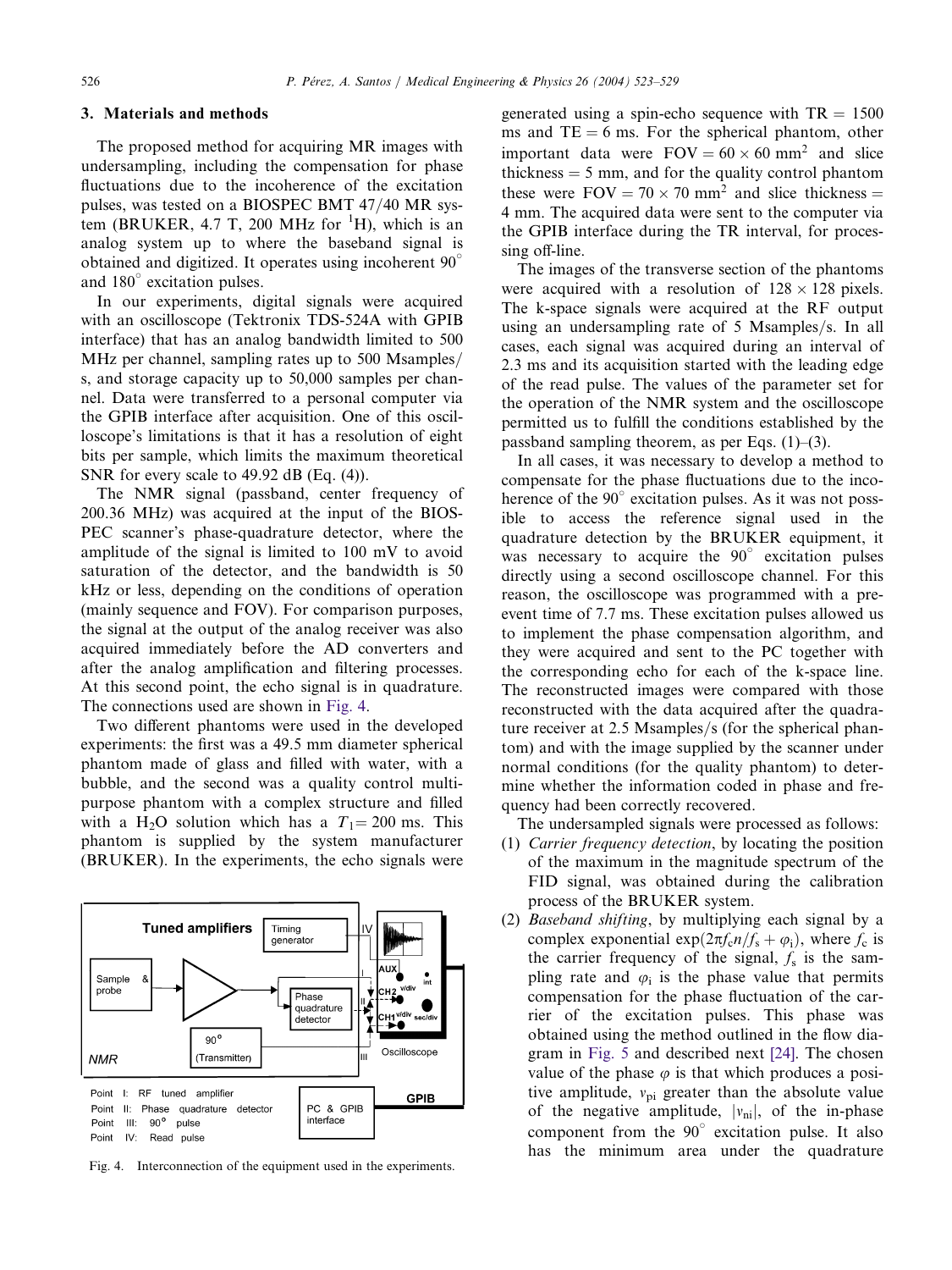## 3. Materials and methods

The proposed method for acquiring MR images with undersampling, including the compensation for phase fluctuations due to the incoherence of the excitation pulses, was tested on a BIOSPEC BMT 47/40 MR system (BRUKER, 4.7 T, 200 MHz for $^1$H), which is an analog system up to where the baseband signal is obtained and digitized. It operates using incoherent 90° and 180° excitation pulses.

In our experiments, digital signals were acquired with an oscilloscope (Tektronix TDS-524A with GPIB interface) that has an analog bandwidth limited to 500 MHz per channel, sampling rates up to 500 Msamples/s, and storage capacity up to 50,000 samples per channel. Data were transferred to a personal computer via the GPIB interface after acquisition. One of this oscilloscope's limitations is that it has a resolution of eight bits per sample, which limits the maximum theoretical SNR for every scale to 49.92 dB (Eq. (4)).

The NMR signal (passband, center frequency of 200.36 MHz) was acquired at the input of the BIOSPEC scanner's phase-quadrature detector, where the amplitude of the signal is limited to 100 mV to avoid saturation of the detector, and the bandwidth is 50 kHz or less, depending on the conditions of operation (mainly sequence and FOV). For comparison purposes, the signal at the output of the analog receiver was also acquired immediately before the AD converters and after the analog amplification and filtering processes. At this second point, the echo signal is in quadrature. The connections used are shown in Fig. 4.

Two different phantoms were used in the developed experiments: the first was a 49.5 mm diameter spherical phantom made of glass and filled with water, with a bubble, and the second was a quality control multipurpose phantom with a complex structure and filled with a $H_2O$ solution which has a $T_1$= 200 ms. This phantom is supplied by the system manufacturer (BRUKER). In the experiments, the echo signals were generated using a spin-echo sequence with TR = 1500 ms and TE = 6 ms. For the spherical phantom, other important data were FOV = 60 × 60 mm$^2$ and slice thickness = 5 mm, and for the quality control phantom these were FOV = 70 × 70 mm$^2$ and slice thickness = 4 mm. The acquired data were sent to the computer via the GPIB interface during the TR interval, for processing off-line.

Fig. 4. Interconnection of the equipment used in the experiments.

The images of the transverse section of the phantoms were acquired with a resolution of 128 × 128 pixels. The k-space signals were acquired at the RF output using an undersampling rate of 5 Msamples/s. In all cases, each signal was acquired during an interval of 2.3 ms and its acquisition started with the leading edge of the read pulse. The values of the parameter set for the operation of the NMR system and the oscilloscope permitted us to fulfill the conditions established by the passband sampling theorem, as per Eqs. (1)–(3).

In all cases, it was necessary to develop a method to compensate for the phase fluctuations due to the incoherence of the 90° excitation pulses. As it was not possible to access the reference signal used in the quadrature detection by the BRUKER equipment, it was necessary to acquire the 90° excitation pulses directly using a second oscilloscope channel. For this reason, the oscilloscope was programmed with a pre-event time of 7.7 ms. These excitation pulses allowed us to implement the phase compensation algorithm, and they were acquired and sent to the PC together with the corresponding echo for each of the k-space line. The reconstructed images were compared with those reconstructed with the data acquired after the quadrature receiver at 2.5 Msamples/s (for the spherical phantom) and with the image supplied by the scanner under normal conditions (for the quality phantom) to determine whether the information coded in phase and frequency had been correctly recovered.

The undersampled signals were processed as follows:

(1) *Carrier frequency detection*, by locating the position of the maximum in the magnitude spectrum of the FID signal, was obtained during the calibration process of the BRUKER system.

(2) *Baseband shifting*, by multiplying each signal by a complex exponential $\exp(2\pi f_c n/f_s + \varphi_i)$, where $f_c$ is the carrier frequency of the signal, $f_s$ is the sampling rate and $\varphi_i$ is the phase value that permits compensation for the phase fluctuation of the carrier of the excitation pulses. This phase was obtained using the method outlined in the flow diagram in Fig. 5 and described next [24]. The chosen value of the phase $\varphi$ is that which produces a positive amplitude, $v_{pi}$ greater than the absolute value of the negative amplitude, $|v_{ni}|$, of the in-phase component from the 90° excitation pulse. It also has the minimum area under the quadrature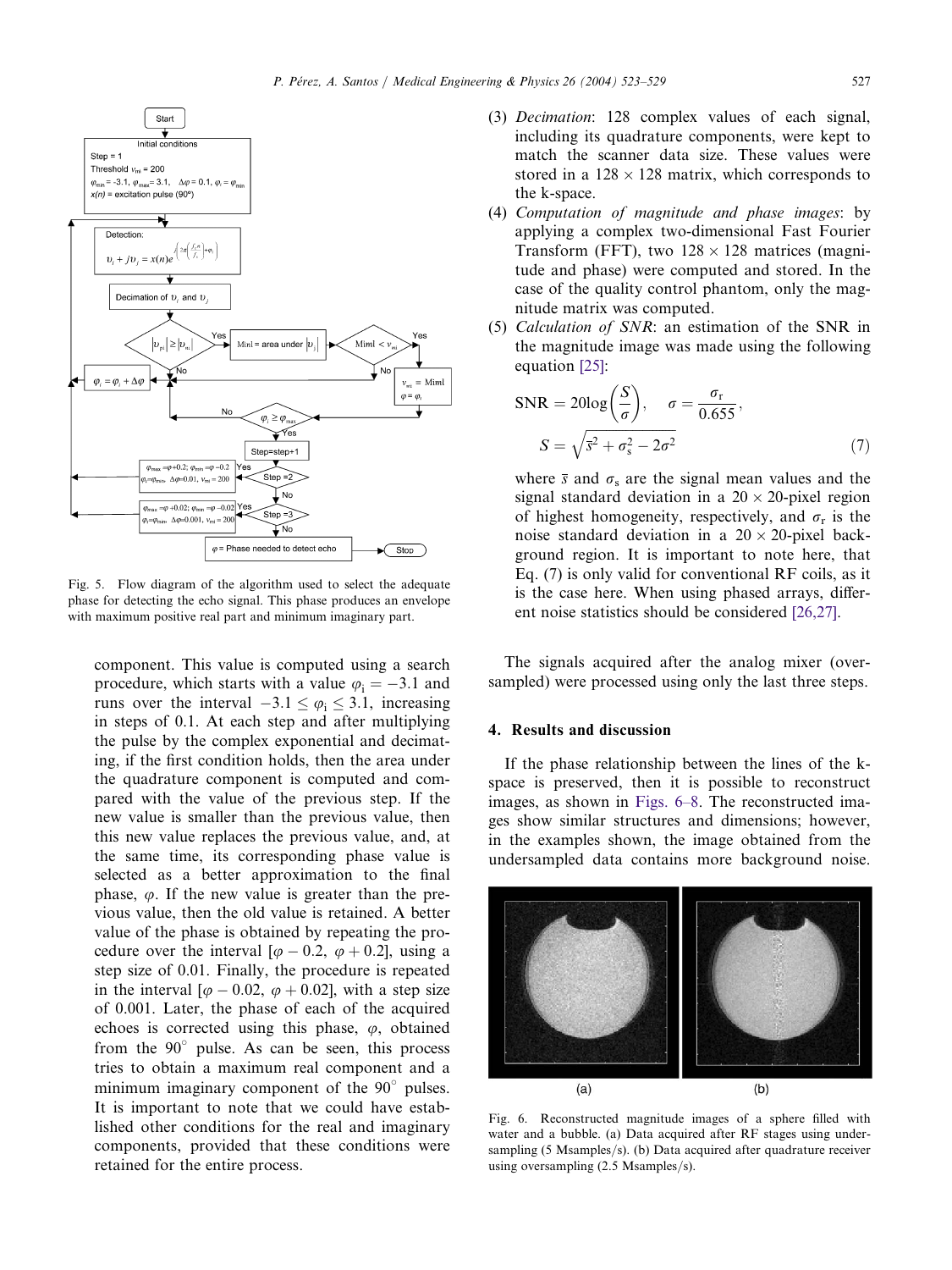Fig. 5. Flow diagram of the algorithm used to select the adequate phase for detecting the echo signal. This phase produces an envelope with maximum positive real part and minimum imaginary part.

component. This value is computed using a search procedure, which starts with a value $\varphi_i = -3.1$ and runs over the interval $-3.1 \leq \varphi_i \leq 3.1$, increasing in steps of 0.1. At each step and after multiplying the pulse by the complex exponential and decimating, if the first condition holds, then the area under the quadrature component is computed and compared with the value of the previous step. If the new value is smaller than the previous value, then this new value replaces the previous value, and, at the same time, its corresponding phase value is selected as a better approximation to the final phase, $\varphi$. If the new value is greater than the previous value, then the old value is retained. A better value of the phase is obtained by repeating the procedure over the interval $[\varphi - 0.2, \varphi + 0.2]$, using a step size of 0.01. Finally, the procedure is repeated in the interval $[\varphi - 0.02, \varphi + 0.02]$, with a step size of 0.001. Later, the phase of each of the acquired echoes is corrected using this phase, $\varphi$, obtained from the 90° pulse. As can be seen, this process tries to obtain a maximum real component and a minimum imaginary component of the 90° pulses. It is important to note that we could have established other conditions for the real and imaginary components, provided that these conditions were retained for the entire process.

(3) *Decimation*: 128 complex values of each signal, including its quadrature components, were kept to match the scanner data size. These values were stored in a $128 \times 128$ matrix, which corresponds to the k-space.
(4) *Computation of magnitude and phase images*: by applying a complex two-dimensional Fast Fourier Transform (FFT), two $128 \times 128$ matrices (magnitude and phase) were computed and stored. In the case of the quality control phantom, only the magnitude matrix was computed.
(5) *Calculation of SNR*: an estimation of the SNR in the magnitude image was made using the following equation [25]:

$$\mathrm{SNR} = 20\log\left(\frac{S}{\sigma}\right), \quad \sigma = \frac{\sigma_r}{0.655},$$
$$S = \sqrt{\bar{s}^2 + \sigma_s^2 - 2\sigma^2} \tag{7}$$

where $\bar{s}$ and $\sigma_s$ are the signal mean values and the signal standard deviation in a $20 \times 20$-pixel region of highest homogeneity, respectively, and $\sigma_r$ is the noise standard deviation in a $20 \times 20$-pixel background region. It is important to note here, that Eq. (7) is only valid for conventional RF coils, as it is the case here. When using phased arrays, different noise statistics should be considered [26,27].

The signals acquired after the analog mixer (oversampled) were processed using only the last three steps.

## 4. Results and discussion

If the phase relationship between the lines of the k-space is preserved, then it is possible to reconstruct images, as shown in Figs. 6–8. The reconstructed images show similar structures and dimensions; however, in the examples shown, the image obtained from the undersampled data contains more background noise.

Fig. 6. Reconstructed magnitude images of a sphere filled with water and a bubble. (a) Data acquired after RF stages using undersampling (5 Msamples/s). (b) Data acquired after quadrature receiver using oversampling (2.5 Msamples/s).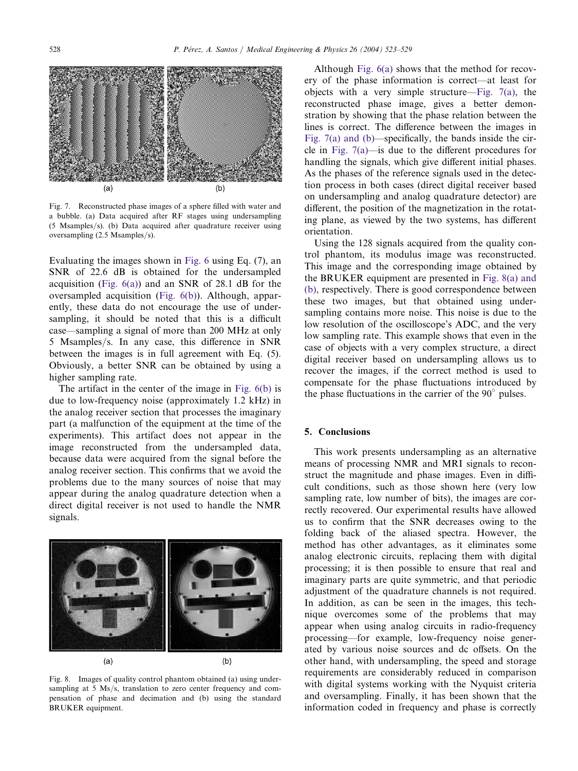Fig. 7. Reconstructed phase images of a sphere filled with water and a bubble. (a) Data acquired after RF stages using undersampling (5 Msamples/s). (b) Data acquired after quadrature receiver using oversampling (2.5 Msamples/s).

Evaluating the images shown in Fig. 6 using Eq. (7), an SNR of 22.6 dB is obtained for the undersampled acquisition (Fig. 6(a)) and an SNR of 28.1 dB for the oversampled acquisition (Fig. 6(b)). Although, apparently, these data do not encourage the use of undersampling, it should be noted that this is a difficult case—sampling a signal of more than 200 MHz at only 5 Msamples/s. In any case, this difference in SNR between the images is in full agreement with Eq. (5). Obviously, a better SNR can be obtained by using a higher sampling rate.

The artifact in the center of the image in Fig. 6(b) is due to low-frequency noise (approximately 1.2 kHz) in the analog receiver section that processes the imaginary part (a malfunction of the equipment at the time of the experiments). This artifact does not appear in the image reconstructed from the undersampled data, because data were acquired from the signal before the analog receiver section. This confirms that we avoid the problems due to the many sources of noise that may appear during the analog quadrature detection when a direct digital receiver is not used to handle the NMR signals.

Fig. 8. Images of quality control phantom obtained (a) using undersampling at 5 Ms/s, translation to zero center frequency and compensation of phase and decimation and (b) using the standard BRUKER equipment.

Although Fig. 6(a) shows that the method for recovery of the phase information is correct—at least for objects with a very simple structure—Fig. 7(a), the reconstructed phase image, gives a better demonstration by showing that the phase relation between the lines is correct. The difference between the images in Fig. 7(a) and (b)—specifically, the bands inside the circle in Fig. 7(a)—is due to the different procedures for handling the signals, which give different initial phases. As the phases of the reference signals used in the detection process in both cases (direct digital receiver based on undersampling and analog quadrature detector) are different, the position of the magnetization in the rotating plane, as viewed by the two systems, has different orientation.

Using the 128 signals acquired from the quality control phantom, its modulus image was reconstructed. This image and the corresponding image obtained by the BRUKER equipment are presented in Fig. 8(a) and (b), respectively. There is good correspondence between these two images, but that obtained using undersampling contains more noise. This noise is due to the low resolution of the oscilloscope's ADC, and the very low sampling rate. This example shows that even in the case of objects with a very complex structure, a direct digital receiver based on undersampling allows us to recover the images, if the correct method is used to compensate for the phase fluctuations introduced by the phase fluctuations in the carrier of the 90° pulses.

## 5. Conclusions

This work presents undersampling as an alternative means of processing NMR and MRI signals to reconstruct the magnitude and phase images. Even in difficult conditions, such as those shown here (very low sampling rate, low number of bits), the images are correctly recovered. Our experimental results have allowed us to confirm that the SNR decreases owing to the folding back of the aliased spectra. However, the method has other advantages, as it eliminates some analog electronic circuits, replacing them with digital processing; it is then possible to ensure that real and imaginary parts are quite symmetric, and that periodic adjustment of the quadrature channels is not required. In addition, as can be seen in the images, this technique overcomes some of the problems that may appear when using analog circuits in radio-frequency processing—for example, low-frequency noise generated by various noise sources and dc offsets. On the other hand, with undersampling, the speed and storage requirements are considerably reduced in comparison with digital systems working with the Nyquist criteria and oversampling. Finally, it has been shown that the information coded in frequency and phase is correctly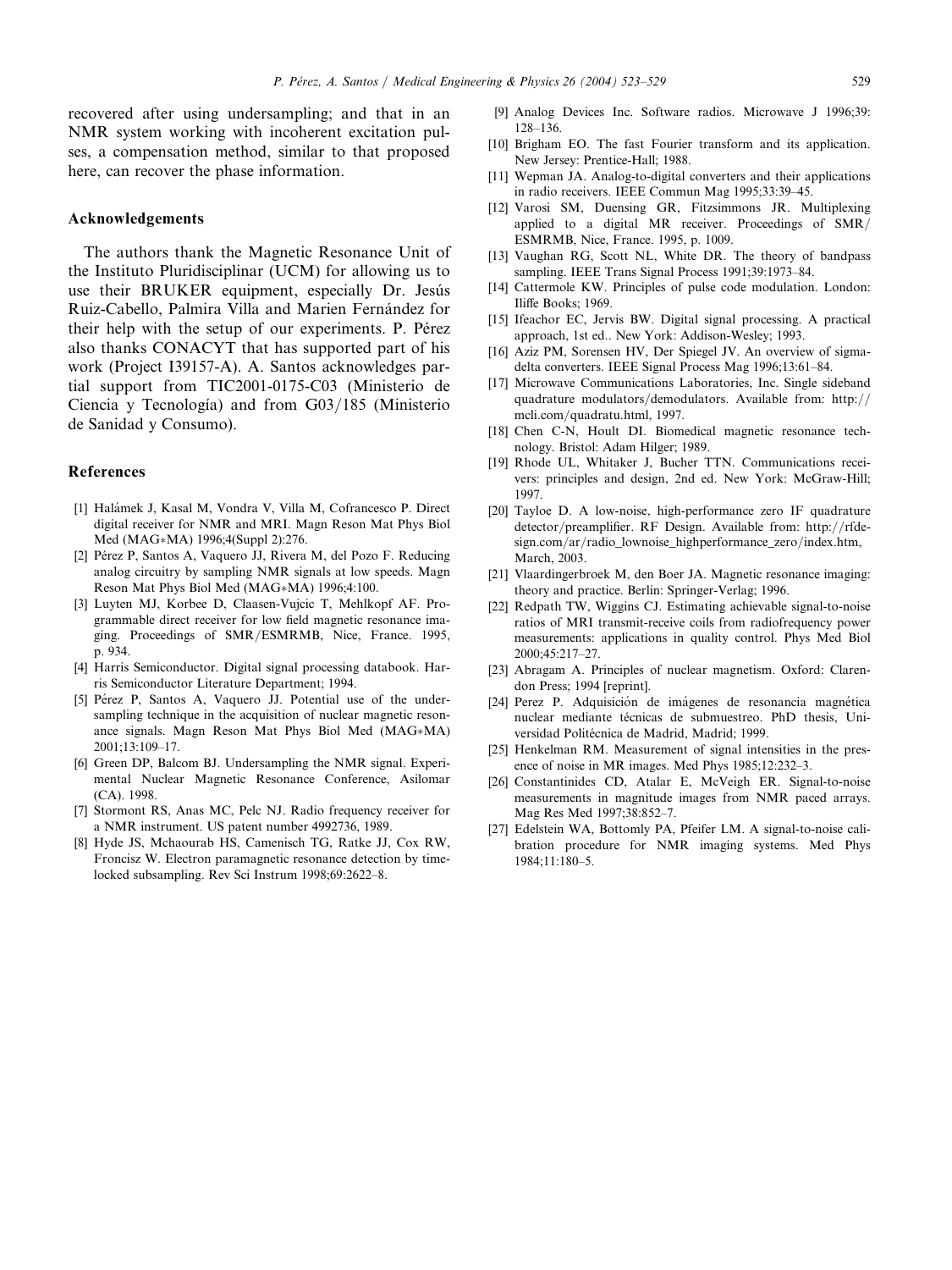recovered after using undersampling; and that in an NMR system working with incoherent excitation pulses, a compensation method, similar to that proposed here, can recover the phase information.

## Acknowledgements

The authors thank the Magnetic Resonance Unit of the Instituto Pluridisciplinar (UCM) for allowing us to use their BRUKER equipment, especially Dr. Jesús Ruiz-Cabello, Palmira Villa and Marien Fernández for their help with the setup of our experiments. P. Pérez also thanks CONACYT that has supported part of his work (Project I39157-A). A. Santos acknowledges partial support from TIC2001-0175-C03 (Ministerio de Ciencia y Tecnología) and from G03/185 (Ministerio de Sanidad y Consumo).

## References

[1] Halámek J, Kasal M, Vondra V, Villa M, Cofrancesco P. Direct digital receiver for NMR and MRI. Magn Reson Mat Phys Biol Med (MAG*MA) 1996;4(Suppl 2):276.

[2] Pérez P, Santos A, Vaquero JJ, Rivera M, del Pozo F. Reducing analog circuitry by sampling NMR signals at low speeds. Magn Reson Mat Phys Biol Med (MAG*MA) 1996;4:100.

[3] Luyten MJ, Korbee D, Claasen-Vujcic T, Mehlkopf AF. Programmable direct receiver for low field magnetic resonance imaging. Proceedings of SMR/ESMRMB, Nice, France. 1995, p. 934.

[4] Harris Semiconductor. Digital signal processing databook. Harris Semiconductor Literature Department; 1994.

[5] Pérez P, Santos A, Vaquero JJ. Potential use of the undersampling technique in the acquisition of nuclear magnetic resonance signals. Magn Reson Mat Phys Biol Med (MAG*MA) 2001;13:109–17.

[6] Green DP, Balcom BJ. Undersampling the NMR signal. Experimental Nuclear Magnetic Resonance Conference, Asilomar (CA). 1998.

[7] Stormont RS, Anas MC, Pelc NJ. Radio frequency receiver for a NMR instrument. US patent number 4992736, 1989.

[8] Hyde JS, Mchaourab HS, Camenisch TG, Ratke JJ, Cox RW, Froncisz W. Electron paramagnetic resonance detection by time-locked subsampling. Rev Sci Instrum 1998;69:2622–8.

[9] Analog Devices Inc. Software radios. Microwave J 1996;39: 128–136.

[10] Brigham EO. The fast Fourier transform and its application. New Jersey: Prentice-Hall; 1988.

[11] Wepman JA. Analog-to-digital converters and their applications in radio receivers. IEEE Commun Mag 1995;33:39–45.

[12] Varosi SM, Duensing GR, Fitzsimmons JR. Multiplexing applied to a digital MR receiver. Proceedings of SMR/ESMRMB, Nice, France. 1995, p. 1009.

[13] Vaughan RG, Scott NL, White DR. The theory of bandpass sampling. IEEE Trans Signal Process 1991;39:1973–84.

[14] Cattermole KW. Principles of pulse code modulation. London: Iliffe Books; 1969.

[15] Ifeachor EC, Jervis BW. Digital signal processing. A practical approach, 1st ed.. New York: Addison-Wesley; 1993.

[16] Aziz PM, Sorensen HV, Der Spiegel JV. An overview of sigma-delta converters. IEEE Signal Process Mag 1996;13:61–84.

[17] Microwave Communications Laboratories, Inc. Single sideband quadrature modulators/demodulators. Available from: http://mcli.com/quadratu.html, 1997.

[18] Chen C-N, Hoult DI. Biomedical magnetic resonance technology. Bristol: Adam Hilger; 1989.

[19] Rhode UL, Whitaker J, Bucher TTN. Communications receivers: principles and design, 2nd ed. New York: McGraw-Hill; 1997.

[20] Tayloe D. A low-noise, high-performance zero IF quadrature detector/preamplifier. RF Design. Available from: http://rfdesign.com/ar/radio_lownoise_highperformance_zero/index.htm, March, 2003.

[21] Vlaardingerbroek M, den Boer JA. Magnetic resonance imaging: theory and practice. Berlin: Springer-Verlag; 1996.

[22] Redpath TW, Wiggins CJ. Estimating achievable signal-to-noise ratios of MRI transmit-receive coils from radiofrequency power measurements: applications in quality control. Phys Med Biol 2000;45:217–27.

[23] Abragam A. Principles of nuclear magnetism. Oxford: Clarendon Press; 1994 [reprint].

[24] Perez P. Adquisición de imágenes de resonancia magnética nuclear mediante técnicas de submuestreo. PhD thesis, Universidad Politécnica de Madrid, Madrid; 1999.

[25] Henkelman RM. Measurement of signal intensities in the presence of noise in MR images. Med Phys 1985;12:232–3.

[26] Constantinides CD, Atalar E, McVeigh ER. Signal-to-noise measurements in magnitude images from NMR paced arrays. Mag Res Med 1997;38:852–7.

[27] Edelstein WA, Bottomly PA, Pfeifer LM. A signal-to-noise calibration procedure for NMR imaging systems. Med Phys 1984;11:180–5.